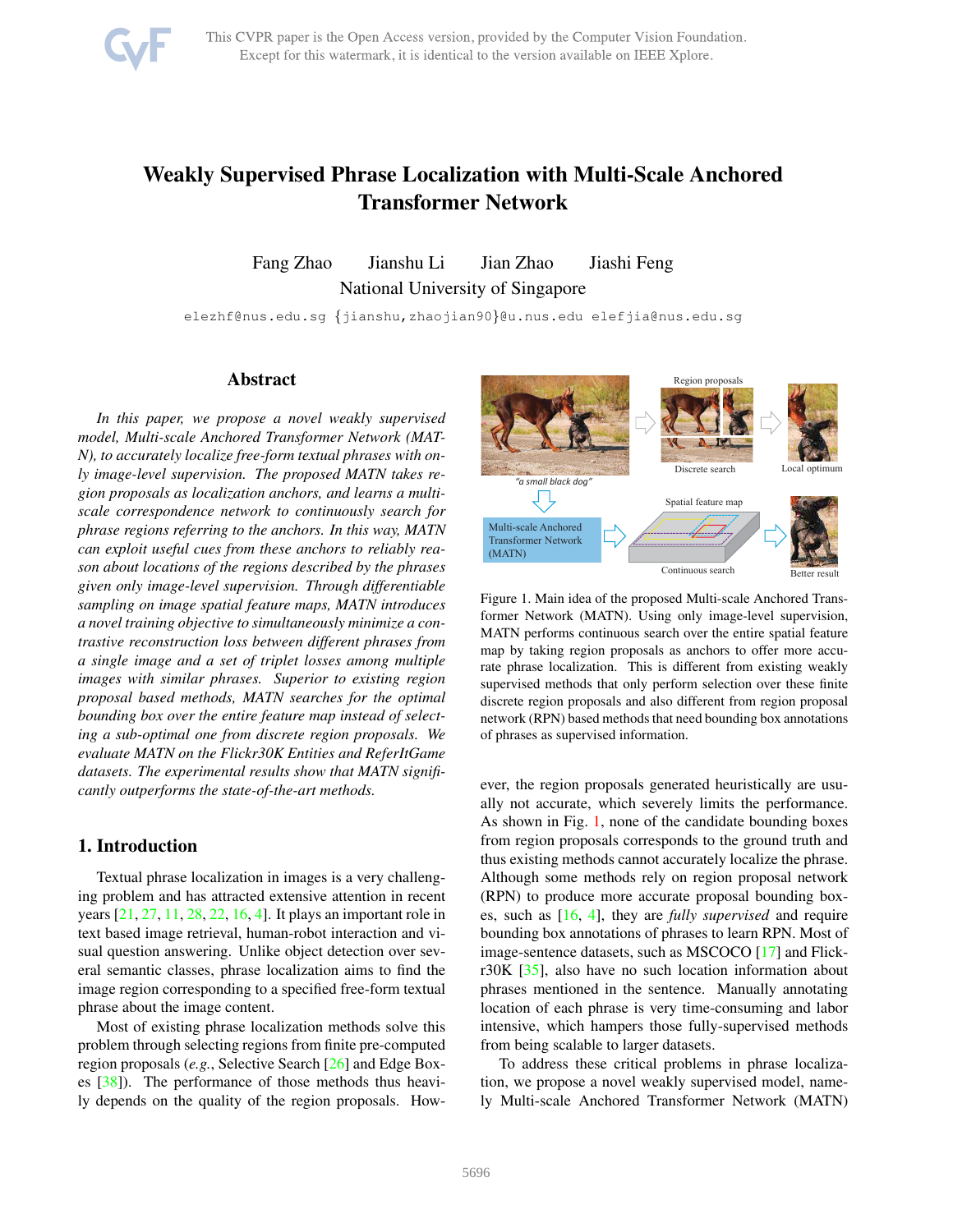# Weakly Supervised Phrase Localization with Multi-Scale Anchored Transformer Network

Fang Zhao Jianshu Li Jian Zhao Jiashi Feng
National University of Singapore

elezhf@nus.edu.sg {jianshu,zhaojian90}@u.nus.edu elefjia@nus.edu.sg

## Abstract

*In this paper, we propose a novel weakly supervised model, Multi-scale Anchored Transformer Network (MATN), to accurately localize free-form textual phrases with only image-level supervision. The proposed MATN takes region proposals as localization anchors, and learns a multi-scale correspondence network to continuously search for phrase regions referring to the anchors. In this way, MATN can exploit useful cues from these anchors to reliably reason about locations of the regions described by the phrases given only image-level supervision. Through differentiable sampling on image spatial feature maps, MATN introduces a novel training objective to simultaneously minimize a contrastive reconstruction loss between different phrases from a single image and a set of triplet losses among multiple images with similar phrases. Superior to existing region proposal based methods, MATN searches for the optimal bounding box over the entire feature map instead of selecting a sub-optimal one from discrete region proposals. We evaluate MATN on the Flickr30K Entities and ReferItGame datasets. The experimental results show that MATN significantly outperforms the state-of-the-art methods.*

Region proposals

"a small black dog"

Discrete search

Local optimum

Multi-scale Anchored Transformer Network (MATN)

Spatial feature map

Continuous search

Better result

Figure 1. Main idea of the proposed Multi-scale Anchored Transformer Network (MATN). Using only image-level supervision, MATN performs continuous search over the entire spatial feature map by taking region proposals as anchors to offer more accurate phrase localization. This is different from existing weakly supervised methods that only perform selection over these finite discrete region proposals and also different from region proposal network (RPN) based methods that need bounding box annotations of phrases as supervised information.

## 1. Introduction

Textual phrase localization in images is a very challenging problem and has attracted extensive attention in recent years [21, 27, 11, 28, 22, 16, 4]. It plays an important role in text based image retrieval, human-robot interaction and visual question answering. Unlike object detection over several semantic classes, phrase localization aims to find the image region corresponding to a specified free-form textual phrase about the image content.

Most of existing phrase localization methods solve this problem through selecting regions from finite pre-computed region proposals (*e.g.*, Selective Search [26] and Edge Boxes [38]). The performance of those methods thus heavily depends on the quality of the region proposals. However, the region proposals generated heuristically are usually not accurate, which severely limits the performance. As shown in Fig. 1, none of the candidate bounding boxes from region proposals corresponds to the ground truth and thus existing methods cannot accurately localize the phrase. Although some methods rely on region proposal network (RPN) to produce more accurate proposal bounding boxes, such as [16, 4], they are *fully supervised* and require bounding box annotations of phrases to learn RPN. Most of image-sentence datasets, such as MSCOCO [17] and Flickr30K [35], also have no such location information about phrases mentioned in the sentence. Manually annotating location of each phrase is very time-consuming and labor intensive, which hampers those fully-supervised methods from being scalable to larger datasets.

To address these critical problems in phrase localization, we propose a novel weakly supervised model, namely Multi-scale Anchored Transformer Network (MATN)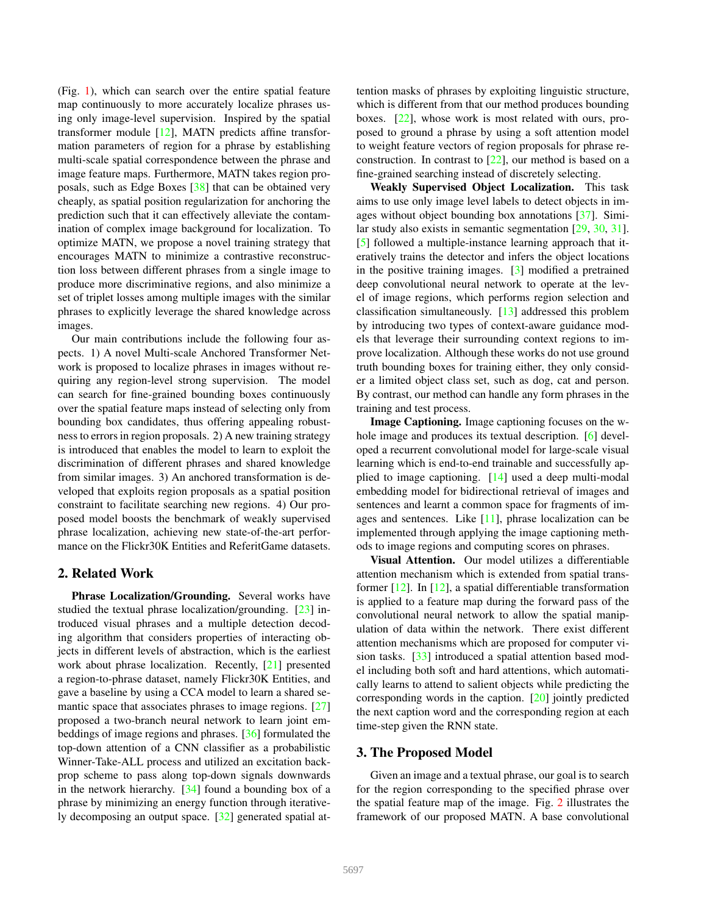(Fig. 1), which can search over the entire spatial feature map continuously to more accurately localize phrases using only image-level supervision. Inspired by the spatial transformer module [12], MATN predicts affine transformation parameters of region for a phrase by establishing multi-scale spatial correspondence between the phrase and image feature maps. Furthermore, MATN takes region proposals, such as Edge Boxes [38] that can be obtained very cheaply, as spatial position regularization for anchoring the prediction such that it can effectively alleviate the contamination of complex image background for localization. To optimize MATN, we propose a novel training strategy that encourages MATN to minimize a contrastive reconstruction loss between different phrases from a single image to produce more discriminative regions, and also minimize a set of triplet losses among multiple images with the similar phrases to explicitly leverage the shared knowledge across images.

Our main contributions include the following four aspects. 1) A novel Multi-scale Anchored Transformer Network is proposed to localize phrases in images without requiring any region-level strong supervision. The model can search for fine-grained bounding boxes continuously over the spatial feature maps instead of selecting only from bounding box candidates, thus offering appealing robustness to errors in region proposals. 2) A new training strategy is introduced that enables the model to learn to exploit the discrimination of different phrases and shared knowledge from similar images. 3) An anchored transformation is developed that exploits region proposals as a spatial position constraint to facilitate searching new regions. 4) Our proposed model boosts the benchmark of weakly supervised phrase localization, achieving new state-of-the-art performance on the Flickr30K Entities and ReferitGame datasets.

## 2. Related Work

**Phrase Localization/Grounding.** Several works have studied the textual phrase localization/grounding. [23] introduced visual phrases and a multiple detection decoding algorithm that considers properties of interacting objects in different levels of abstraction, which is the earliest work about phrase localization. Recently, [21] presented a region-to-phrase dataset, namely Flickr30K Entities, and gave a baseline by using a CCA model to learn a shared semantic space that associates phrases to image regions. [27] proposed a two-branch neural network to learn joint embeddings of image regions and phrases. [36] formulated the top-down attention of a CNN classifier as a probabilistic Winner-Take-ALL process and utilized an excitation backprop scheme to pass along top-down signals downwards in the network hierarchy. [34] found a bounding box of a phrase by minimizing an energy function through iteratively decomposing an output space. [32] generated spatial attention masks of phrases by exploiting linguistic structure, which is different from that our method produces bounding boxes. [22], whose work is most related with ours, proposed to ground a phrase by using a soft attention model to weight feature vectors of region proposals for phrase reconstruction. In contrast to [22], our method is based on a fine-grained searching instead of discretely selecting.

**Weakly Supervised Object Localization.** This task aims to use only image level labels to detect objects in images without object bounding box annotations [37]. Similar study also exists in semantic segmentation [29, 30, 31]. [5] followed a multiple-instance learning approach that iteratively trains the detector and infers the object locations in the positive training images. [3] modified a pretrained deep convolutional neural network to operate at the level of image regions, which performs region selection and classification simultaneously. [13] addressed this problem by introducing two types of context-aware guidance models that leverage their surrounding context regions to improve localization. Although these works do not use ground truth bounding boxes for training either, they only consider a limited object class set, such as dog, cat and person. By contrast, our method can handle any form phrases in the training and test process.

**Image Captioning.** Image captioning focuses on the whole image and produces its textual description. [6] developed a recurrent convolutional model for large-scale visual learning which is end-to-end trainable and successfully applied to image captioning. [14] used a deep multi-modal embedding model for bidirectional retrieval of images and sentences and learnt a common space for fragments of images and sentences. Like [11], phrase localization can be implemented through applying the image captioning methods to image regions and computing scores on phrases.

**Visual Attention.** Our model utilizes a differentiable attention mechanism which is extended from spatial transformer [12]. In [12], a spatial differentiable transformation is applied to a feature map during the forward pass of the convolutional neural network to allow the spatial manipulation of data within the network. There exist different attention mechanisms which are proposed for computer vision tasks. [33] introduced a spatial attention based model including both soft and hard attentions, which automatically learns to attend to salient objects while predicting the corresponding words in the caption. [20] jointly predicted the next caption word and the corresponding region at each time-step given the RNN state.

## 3. The Proposed Model

Given an image and a textual phrase, our goal is to search for the region corresponding to the specified phrase over the spatial feature map of the image. Fig. 2 illustrates the framework of our proposed MATN. A base convolutional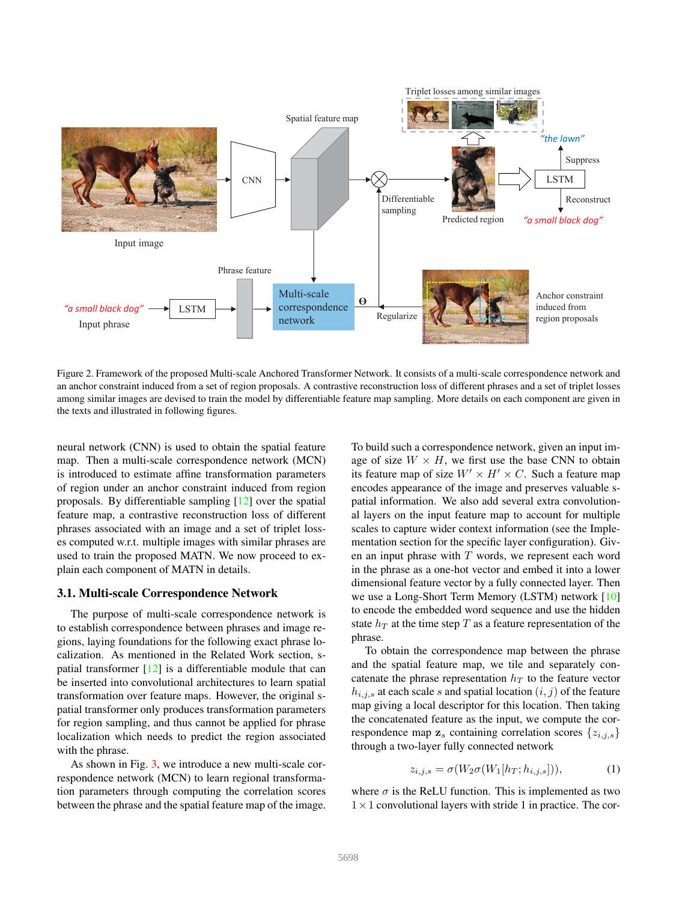Figure 2. Framework of the proposed Multi-scale Anchored Transformer Network. It consists of a multi-scale correspondence network and an anchor constraint induced from a set of region proposals. A contrastive reconstruction loss of different phrases and a set of triplet losses among similar images are devised to train the model by differentiable feature map sampling. More details on each component are given in the texts and illustrated in following figures.

neural network (CNN) is used to obtain the spatial feature map. Then a multi-scale correspondence network (MCN) is introduced to estimate affine transformation parameters of region under an anchor constraint induced from region proposals. By differentiable sampling [12] over the spatial feature map, a contrastive reconstruction loss of different phrases associated with an image and a set of triplet losses computed w.r.t. multiple images with similar phrases are used to train the proposed MATN. We now proceed to explain each component of MATN in details.

### 3.1. Multi-scale Correspondence Network

The purpose of multi-scale correspondence network is to establish correspondence between phrases and image regions, laying foundations for the following exact phrase localization. As mentioned in the Related Work section, spatial transformer [12] is a differentiable module that can be inserted into convolutional architectures to learn spatial transformation over feature maps. However, the original spatial transformer only produces transformation parameters for region sampling, and thus cannot be applied for phrase localization which needs to predict the region associated with the phrase.

As shown in Fig. 3, we introduce a new multi-scale correspondence network (MCN) to learn regional transformation parameters through computing the correlation scores between the phrase and the spatial feature map of the image.

To build such a correspondence network, given an input image of size $W \times H$, we first use the base CNN to obtain its feature map of size $W' \times H' \times C$. Such a feature map encodes appearance of the image and preserves valuable spatial information. We also add several extra convolutional layers on the input feature map to account for multiple scales to capture wider context information (see the Implementation section for the specific layer configuration). Given an input phrase with $T$ words, we represent each word in the phrase as a one-hot vector and embed it into a lower dimensional feature vector by a fully connected layer. Then we use a Long-Short Term Memory (LSTM) network [10] to encode the embedded word sequence and use the hidden state $h_T$ at the time step $T$ as a feature representation of the phrase.

To obtain the correspondence map between the phrase and the spatial feature map, we tile and separately concatenate the phrase representation $h_T$ to the feature vector $h_{i,j,s}$ at each scale $s$ and spatial location $(i,j)$ of the feature map giving a local descriptor for this location. Then taking the concatenated feature as the input, we compute the correspondence map $\mathbf{z}_s$ containing correlation scores $\{z_{i,j,s}\}$ through a two-layer fully connected network

$$z_{i,j,s} = \sigma(W_2 \sigma(W_1 [h_T; h_{i,j,s}])), \tag{1}$$

where $\sigma$ is the ReLU function. This is implemented as two $1 \times 1$ convolutional layers with stride 1 in practice. The cor-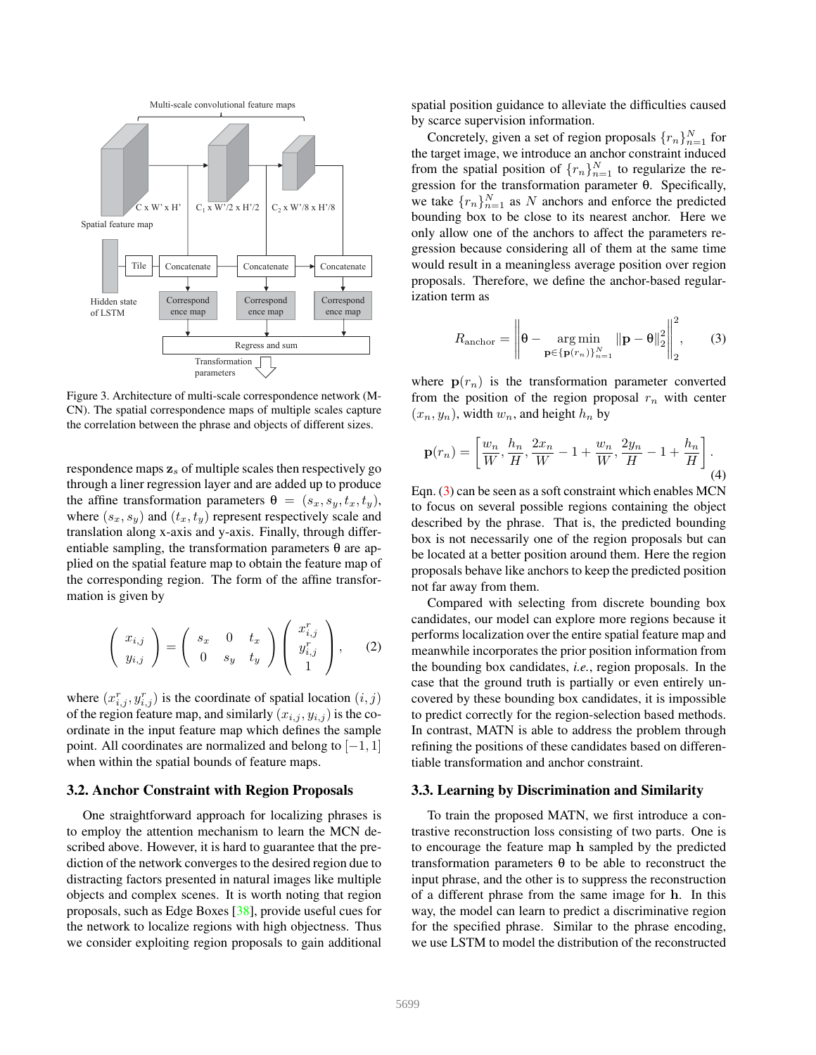Figure 3. Architecture of multi-scale correspondence network (MCN). The spatial correspondence maps of multiple scales capture the correlation between the phrase and objects of different sizes.

respondence maps $\mathbf{z}_s$ of multiple scales then respectively go through a liner regression layer and are added up to produce the affine transformation parameters $\theta = (s_x, s_y, t_x, t_y)$, where $(s_x, s_y)$ and $(t_x, t_y)$ represent respectively scale and translation along x-axis and y-axis. Finally, through differentiable sampling, the transformation parameters $\theta$ are applied on the spatial feature map to obtain the feature map of the corresponding region. The form of the affine transformation is given by

$$\begin{pmatrix} x_{i,j} \\ y_{i,j} \end{pmatrix} = \begin{pmatrix} s_x & 0 & t_x \\ 0 & s_y & t_y \end{pmatrix} \begin{pmatrix} x^r_{i,j} \\ y^r_{i,j} \\ 1 \end{pmatrix}, \quad (2)$$

where $(x^r_{i,j}, y^r_{i,j})$ is the coordinate of spatial location $(i, j)$ of the region feature map, and similarly $(x_{i,j}, y_{i,j})$ is the coordinate in the input feature map which defines the sample point. All coordinates are normalized and belong to $[-1, 1]$ when within the spatial bounds of feature maps.

### 3.2. Anchor Constraint with Region Proposals

One straightforward approach for localizing phrases is to employ the attention mechanism to learn the MCN described above. However, it is hard to guarantee that the prediction of the network converges to the desired region due to distracting factors presented in natural images like multiple objects and complex scenes. It is worth noting that region proposals, such as Edge Boxes [38], provide useful cues for the network to localize regions with high objectness. Thus we consider exploiting region proposals to gain additional spatial position guidance to alleviate the difficulties caused by scarce supervision information.

Concretely, given a set of region proposals $\{r_n\}_{n=1}^N$ for the target image, we introduce an anchor constraint induced from the spatial position of $\{r_n\}_{n=1}^N$ to regularize the regression for the transformation parameter $\theta$. Specifically, we take $\{r_n\}_{n=1}^N$ as $N$ anchors and enforce the predicted bounding box to be close to its nearest anchor. Here we only allow one of the anchors to affect the parameters regression because considering all of them at the same time would result in a meaningless average position over region proposals. Therefore, we define the anchor-based regularization term as

$$R_{\text{anchor}} = \left\| \theta - \underset{\mathbf{p} \in \{\mathbf{p}(r_n)\}_{n=1}^N}{\arg\min} \|\mathbf{p} - \theta\|_2^2 \right\|_2^2, \quad (3)$$

where $\mathbf{p}(r_n)$ is the transformation parameter converted from the position of the region proposal $r_n$ with center $(x_n, y_n)$, width $w_n$, and height $h_n$ by

$$\mathbf{p}(r_n) = \left[ \frac{w_n}{W}, \frac{h_n}{H}, \frac{2x_n}{W} - 1 + \frac{w_n}{W}, \frac{2y_n}{H} - 1 + \frac{h_n}{H} \right]. \quad (4)$$

Eqn. (3) can be seen as a soft constraint which enables MCN to focus on several possible regions containing the object described by the phrase. That is, the predicted bounding box is not necessarily one of the region proposals but can be located at a better position around them. Here the region proposals behave like anchors to keep the predicted position not far away from them.

Compared with selecting from discrete bounding box candidates, our model can explore more regions because it performs localization over the entire spatial feature map and meanwhile incorporates the prior position information from the bounding box candidates, *i.e.*, region proposals. In the case that the ground truth is partially or even entirely uncovered by these bounding box candidates, it is impossible to predict correctly for the region-selection based methods. In contrast, MATN is able to address the problem through refining the positions of these candidates based on differentiable transformation and anchor constraint.

### 3.3. Learning by Discrimination and Similarity

To train the proposed MATN, we first introduce a contrastive reconstruction loss consisting of two parts. One is to encourage the feature map $\mathbf{h}$ sampled by the predicted transformation parameters $\theta$ to be able to reconstruct the input phrase, and the other is to suppress the reconstruction of a different phrase from the same image for $\mathbf{h}$. In this way, the model can learn to predict a discriminative region for the specified phrase. Similar to the phrase encoding, we use LSTM to model the distribution of the reconstructed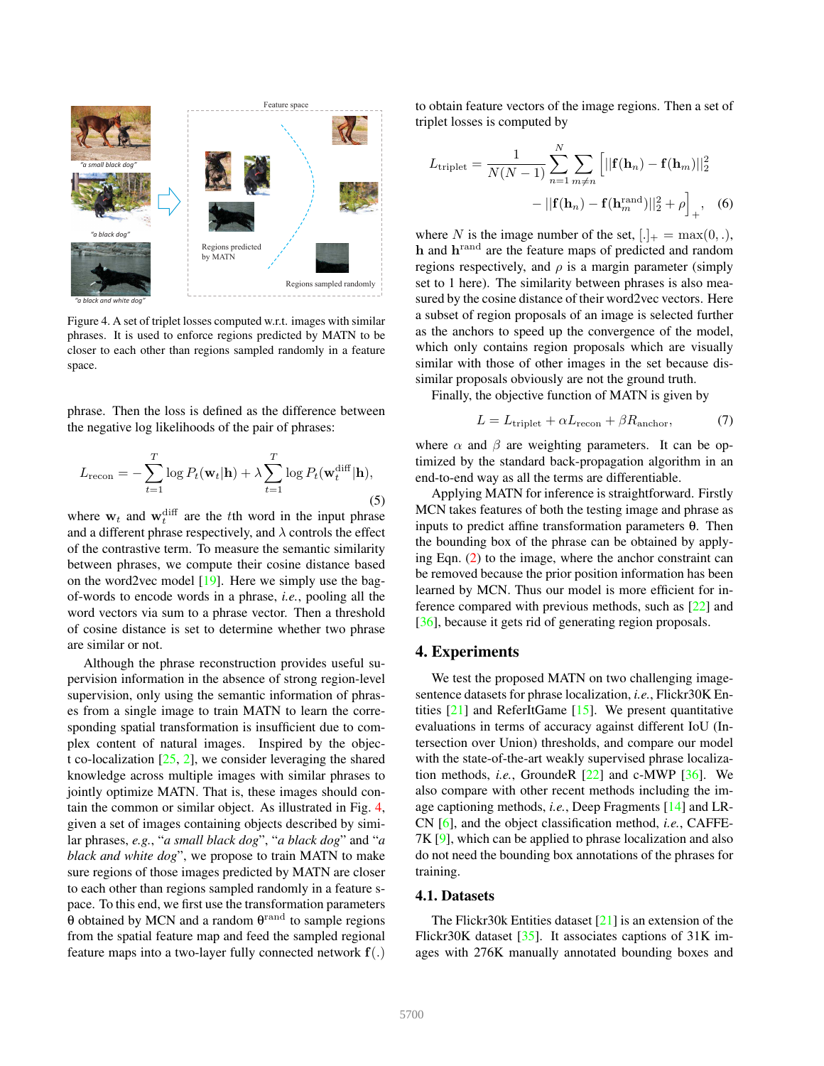Figure 4. A set of triplet losses computed w.r.t. images with similar phrases. It is used to enforce regions predicted by MATN to be closer to each other than regions sampled randomly in a feature space.

phrase. Then the loss is defined as the difference between the negative log likelihoods of the pair of phrases:

$$L_{\text{recon}} = -\sum_{t=1}^{T} \log P_t(\mathbf{w}_t|\mathbf{h}) + \lambda \sum_{t=1}^{T} \log P_t(\mathbf{w}_t^{\text{diff}}|\mathbf{h}), \tag{5}$$

where $\mathbf{w}_t$ and $\mathbf{w}_t^{\text{diff}}$ are the $t$th word in the input phrase and a different phrase respectively, and $\lambda$ controls the effect of the contrastive term. To measure the semantic similarity between phrases, we compute their cosine distance based on the word2vec model [19]. Here we simply use the bag-of-words to encode words in a phrase, *i.e.*, pooling all the word vectors via sum to a phrase vector. Then a threshold of cosine distance is set to determine whether two phrase are similar or not.

Although the phrase reconstruction provides useful supervision information in the absence of strong region-level supervision, only using the semantic information of phrases from a single image to train MATN to learn the corresponding spatial transformation is insufficient due to complex content of natural images. Inspired by the object co-localization [25, 2], we consider leveraging the shared knowledge across multiple images with similar phrases to jointly optimize MATN. That is, these images should contain the common or similar object. As illustrated in Fig. 4, given a set of images containing objects described by similar phrases, *e.g.*, "*a small black dog*", "*a black dog*" and "*a black and white dog*", we propose to train MATN to make sure regions of those images predicted by MATN are closer to each other than regions sampled randomly in a feature space. To this end, we first use the transformation parameters $\theta$ obtained by MCN and a random $\theta^{\text{rand}}$ to sample regions from the spatial feature map and feed the sampled regional feature maps into a two-layer fully connected network $\mathbf{f}(.)$ to obtain feature vectors of the image regions. Then a set of triplet losses is computed by

$$L_{\text{triplet}} = \frac{1}{N(N-1)} \sum_{n=1}^{N} \sum_{m \neq n} \Big[ ||\mathbf{f}(\mathbf{h}_n) - \mathbf{f}(\mathbf{h}_m)||_2^2 - ||\mathbf{f}(\mathbf{h}_n) - \mathbf{f}(\mathbf{h}_m^{\text{rand}})||_2^2 + \rho \Big]_+, \tag{6}$$

where $N$ is the image number of the set, $[.]_+ = \max(0, .)$, $\mathbf{h}$ and $\mathbf{h}^{\text{rand}}$ are the feature maps of predicted and random regions respectively, and $\rho$ is a margin parameter (simply set to 1 here). The similarity between phrases is also measured by the cosine distance of their word2vec vectors. Here a subset of region proposals of an image is selected further as the anchors to speed up the convergence of the model, which only contains region proposals which are visually similar with those of other images in the set because dissimilar proposals obviously are not the ground truth.

Finally, the objective function of MATN is given by

$$L = L_{\text{triplet}} + \alpha L_{\text{recon}} + \beta R_{\text{anchor}}, \tag{7}$$

where $\alpha$ and $\beta$ are weighting parameters. It can be optimized by the standard back-propagation algorithm in an end-to-end way as all the terms are differentiable.

Applying MATN for inference is straightforward. Firstly MCN takes features of both the testing image and phrase as inputs to predict affine transformation parameters $\theta$. Then the bounding box of the phrase can be obtained by applying Eqn. (2) to the image, where the anchor constraint can be removed because the prior position information has been learned by MCN. Thus our model is more efficient for inference compared with previous methods, such as [22] and [36], because it gets rid of generating region proposals.

# 4. Experiments

We test the proposed MATN on two challenging image-sentence datasets for phrase localization, *i.e.*, Flickr30K Entities [21] and ReferItGame [15]. We present quantitative evaluations in terms of accuracy against different IoU (Intersection over Union) thresholds, and compare our model with the state-of-the-art weakly supervised phrase localization methods, *i.e.*, GroundeR [22] and c-MWP [36]. We also compare with other recent methods including the image captioning methods, *i.e.*, Deep Fragments [14] and LR-CN [6], and the object classification method, *i.e.*, CAFFE-7K [9], which can be applied to phrase localization and also do not need the bounding box annotations of the phrases for training.

## 4.1. Datasets

The Flickr30k Entities dataset [21] is an extension of the Flickr30K dataset [35]. It associates captions of 31K images with 276K manually annotated bounding boxes and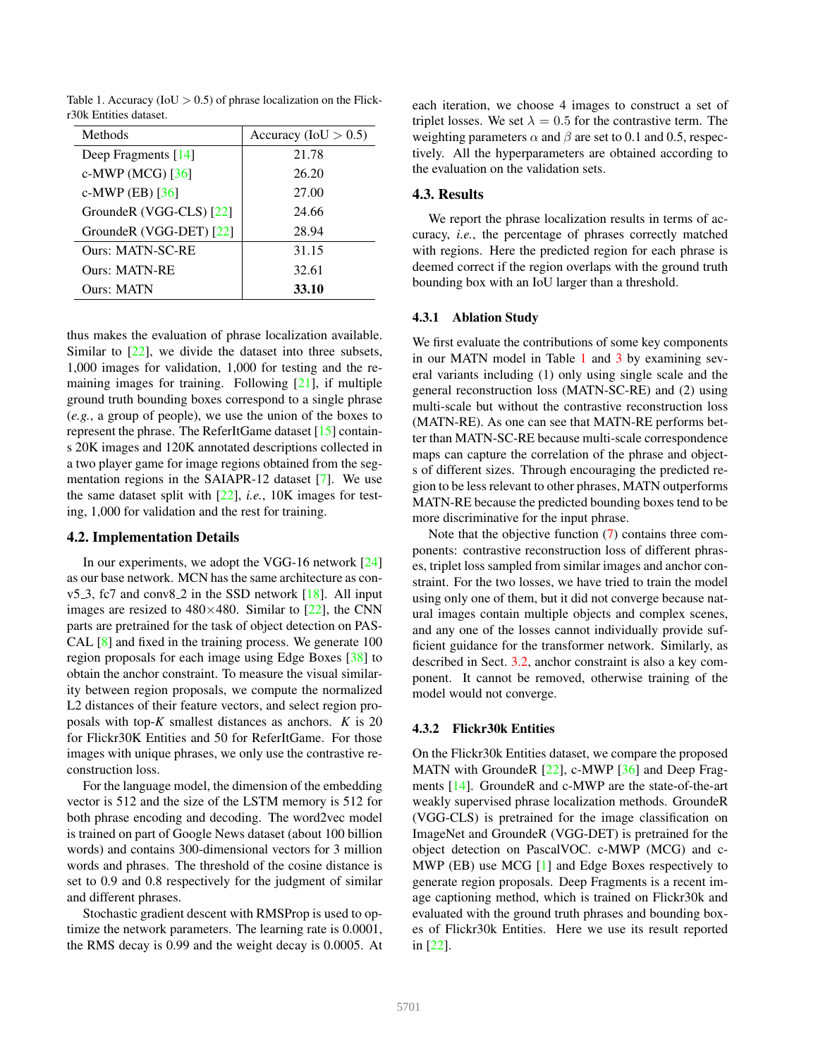Table 1. Accuracy (IoU $> 0.5$) of phrase localization on the Flickr30k Entities dataset.

| Methods | Accuracy (IoU $> 0.5$) |
| --- | --- |
| Deep Fragments [14] | 21.78 |
| c-MWP (MCG) [36] | 26.20 |
| c-MWP (EB) [36] | 27.00 |
| GroundeR (VGG-CLS) [22] | 24.66 |
| GroundeR (VGG-DET) [22] | 28.94 |
| Ours: MATN-SC-RE | 31.15 |
| Ours: MATN-RE | 32.61 |
| Ours: MATN | **33.10** |

thus makes the evaluation of phrase localization available. Similar to [22], we divide the dataset into three subsets, 1,000 images for validation, 1,000 for testing and the remaining images for training. Following [21], if multiple ground truth bounding boxes correspond to a single phrase (*e.g.*, a group of people), we use the union of the boxes to represent the phrase. The ReferItGame dataset [15] contains 20K images and 120K annotated descriptions collected in a two player game for image regions obtained from the segmentation regions in the SAIAPR-12 dataset [7]. We use the same dataset split with [22], *i.e.*, 10K images for testing, 1,000 for validation and the rest for training.

## 4.2. Implementation Details

In our experiments, we adopt the VGG-16 network [24] as our base network. MCN has the same architecture as conv5_3, fc7 and conv8_2 in the SSD network [18]. All input images are resized to $480 \times 480$. Similar to [22], the CNN parts are pretrained for the task of object detection on PASCAL [8] and fixed in the training process. We generate 100 region proposals for each image using Edge Boxes [38] to obtain the anchor constraint. To measure the visual similarity between region proposals, we compute the normalized L2 distances of their feature vectors, and select region proposals with top-$K$ smallest distances as anchors. $K$ is 20 for Flickr30K Entities and 50 for ReferItGame. For those images with unique phrases, we only use the contrastive reconstruction loss.

For the language model, the dimension of the embedding vector is 512 and the size of the LSTM memory is 512 for both phrase encoding and decoding. The word2vec model is trained on part of Google News dataset (about 100 billion words) and contains 300-dimensional vectors for 3 million words and phrases. The threshold of the cosine distance is set to 0.9 and 0.8 respectively for the judgment of similar and different phrases.

Stochastic gradient descent with RMSProp is used to optimize the network parameters. The learning rate is 0.0001, the RMS decay is 0.99 and the weight decay is 0.0005. At each iteration, we choose 4 images to construct a set of triplet losses. We set $\lambda = 0.5$ for the contrastive term. The weighting parameters $\alpha$ and $\beta$ are set to 0.1 and 0.5, respectively. All the hyperparameters are obtained according to the evaluation on the validation sets.

## 4.3. Results

We report the phrase localization results in terms of accuracy, *i.e.*, the percentage of phrases correctly matched with regions. Here the predicted region for each phrase is deemed correct if the region overlaps with the ground truth bounding box with an IoU larger than a threshold.

### 4.3.1 Ablation Study

We first evaluate the contributions of some key components in our MATN model in Table 1 and 3 by examining several variants including (1) only using single scale and the general reconstruction loss (MATN-SC-RE) and (2) using multi-scale but without the contrastive reconstruction loss (MATN-RE). As one can see that MATN-RE performs better than MATN-SC-RE because multi-scale correspondence maps can capture the correlation of the phrase and objects of different sizes. Through encouraging the predicted region to be less relevant to other phrases, MATN outperforms MATN-RE because the predicted bounding boxes tend to be more discriminative for the input phrase.

Note that the objective function (7) contains three components: contrastive reconstruction loss of different phrases, triplet loss sampled from similar images and anchor constraint. For the two losses, we have tried to train the model using only one of them, but it did not converge because natural images contain multiple objects and complex scenes, and any one of the losses cannot individually provide sufficient guidance for the transformer network. Similarly, as described in Sect. 3.2, anchor constraint is also a key component. It cannot be removed, otherwise training of the model would not converge.

### 4.3.2 Flickr30k Entities

On the Flickr30k Entities dataset, we compare the proposed MATN with GroundeR [22], c-MWP [36] and Deep Fragments [14]. GroundeR and c-MWP are the state-of-the-art weakly supervised phrase localization methods. GroundeR (VGG-CLS) is pretrained for the image classification on ImageNet and GroundeR (VGG-DET) is pretrained for the object detection on PascalVOC. c-MWP (MCG) and c-MWP (EB) use MCG [1] and Edge Boxes respectively to generate region proposals. Deep Fragments is a recent image captioning method, which is trained on Flickr30k and evaluated with the ground truth phrases and bounding boxes of Flickr30k Entities. Here we use its result reported in [22].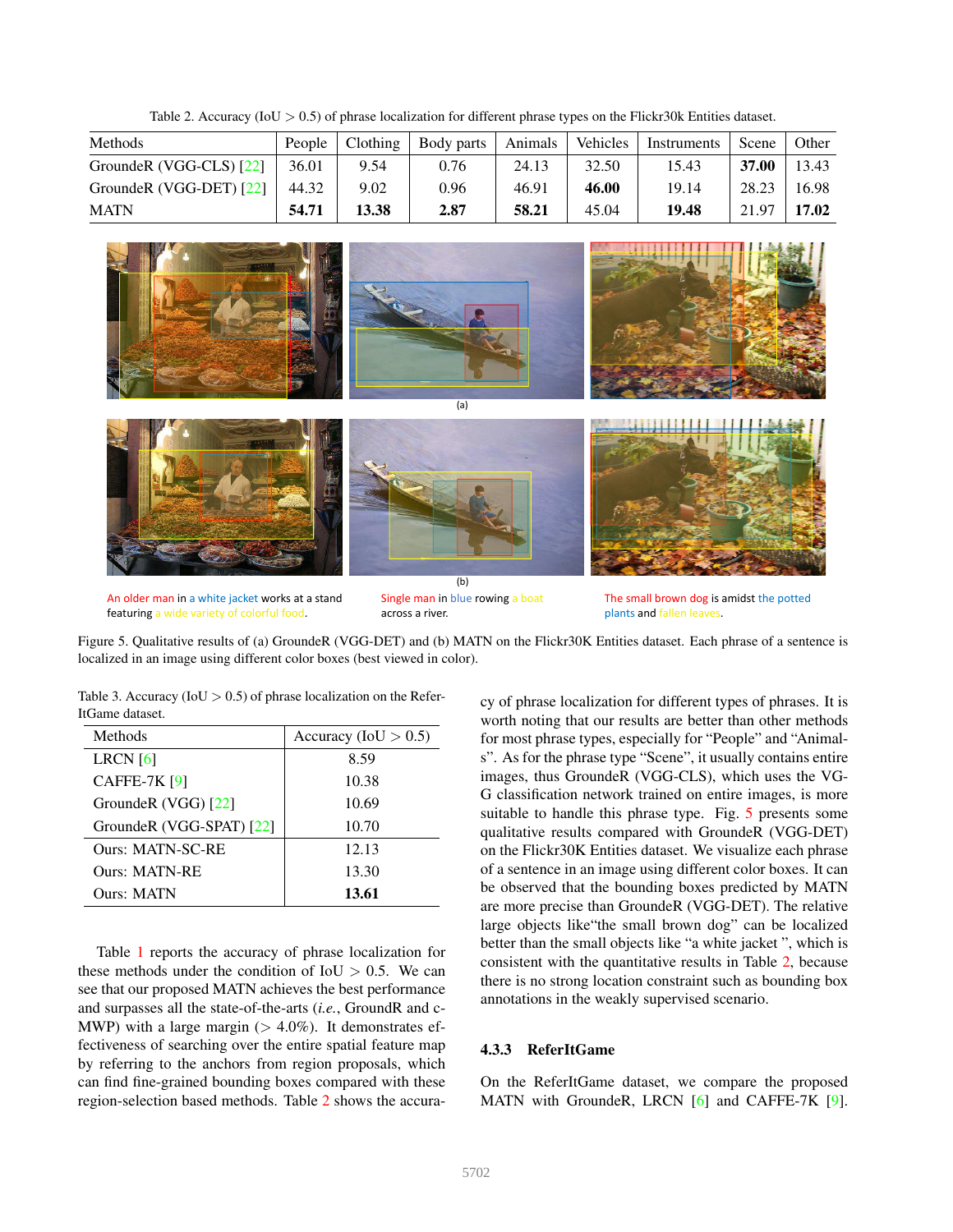Table 2. Accuracy (IoU $> 0.5$) of phrase localization for different phrase types on the Flickr30k Entities dataset.

| Methods | People | Clothing | Body parts | Animals | Vehicles | Instruments | Scene | Other |
|---|---|---|---|---|---|---|---|---|
| GroundeR (VGG-CLS) [22] | 36.01 | 9.54 | 0.76 | 24.13 | 32.50 | 15.43 | **37.00** | 13.43 |
| GroundeR (VGG-DET) [22] | 44.32 | 9.02 | 0.96 | 46.91 | **46.00** | 19.14 | 28.23 | 16.98 |
| MATN | **54.71** | **13.38** | **2.87** | **58.21** | 45.04 | **19.48** | 21.97 | **17.02** |

(a)

(b)

An older man in a white jacket works at a stand featuring a wide variety of colorful food.

Single man in blue rowing a boat across a river.

The small brown dog is amidst the potted plants and fallen leaves.

Figure 5. Qualitative results of (a) GroundeR (VGG-DET) and (b) MATN on the Flickr30K Entities dataset. Each phrase of a sentence is localized in an image using different color boxes (best viewed in color).

Table 3. Accuracy (IoU $> 0.5$) of phrase localization on the ReferItGame dataset.

| Methods | Accuracy (IoU $> 0.5$) |
|---|---|
| LRCN [6] | 8.59 |
| CAFFE-7K [9] | 10.38 |
| GroundeR (VGG) [22] | 10.69 |
| GroundeR (VGG-SPAT) [22] | 10.70 |
| Ours: MATN-SC-RE | 12.13 |
| Ours: MATN-RE | 13.30 |
| Ours: MATN | **13.61** |

Table 1 reports the accuracy of phrase localization for these methods under the condition of IoU $> 0.5$. We can see that our proposed MATN achieves the best performance and surpasses all the state-of-the-arts (*i.e.*, GroundR and c-MWP) with a large margin ($> 4.0\%$). It demonstrates effectiveness of searching over the entire spatial feature map by referring to the anchors from region proposals, which can find fine-grained bounding boxes compared with these region-selection based methods. Table 2 shows the accuracy of phrase localization for different types of phrases. It is worth noting that our results are better than other methods for most phrase types, especially for "People" and "Animals". As for the phrase type "Scene", it usually contains entire images, thus GroundeR (VGG-CLS), which uses the VGG classification network trained on entire images, is more suitable to handle this phrase type. Fig. 5 presents some qualitative results compared with GroundeR (VGG-DET) on the Flickr30K Entities dataset. We visualize each phrase of a sentence in an image using different color boxes. It can be observed that the bounding boxes predicted by MATN are more precise than GroundeR (VGG-DET). The relative large objects like"the small brown dog" can be localized better than the small objects like "a white jacket ", which is consistent with the quantitative results in Table 2, because there is no strong location constraint such as bounding box annotations in the weakly supervised scenario.

#### 4.3.3 ReferItGame

On the ReferItGame dataset, we compare the proposed MATN with GroundeR, LRCN [6] and CAFFE-7K [9].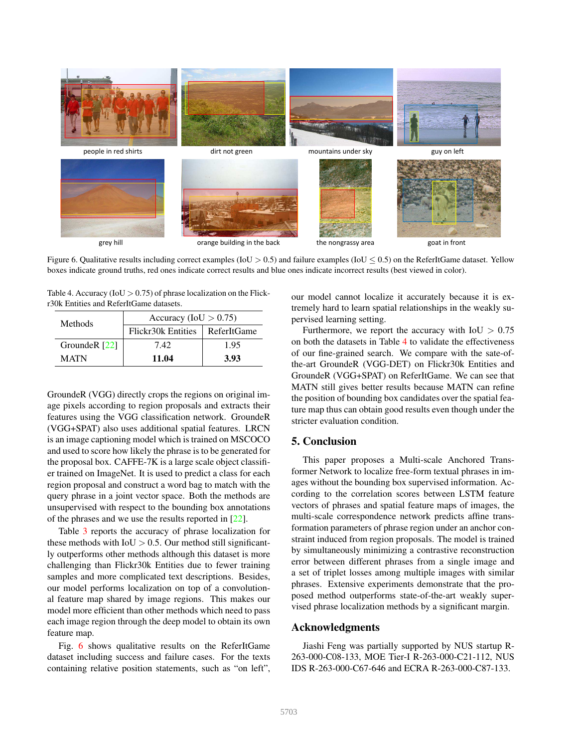people in red shirts | dirt not green | mountains under sky | guy on left

grey hill | orange building in the back | the nongrassy area | goat in front

Figure 6. Qualitative results including correct examples (IoU $> 0.5$) and failure examples (IoU $\leq 0.5$) on the ReferItGame dataset. Yellow boxes indicate ground truths, red ones indicate correct results and blue ones indicate incorrect results (best viewed in color).

Table 4. Accuracy (IoU $> 0.75$) of phrase localization on the Flickr30k Entities and ReferItGame datasets.

| Methods | Accuracy (IoU $> 0.75$) | |
|---|---|---|
| | Flickr30k Entities | ReferItGame |
| GroundeR [22] | 7.42 | 1.95 |
| MATN | **11.04** | **3.93** |

GroundeR (VGG) directly crops the regions on original image pixels according to region proposals and extracts their features using the VGG classification network. GroundeR (VGG+SPAT) also uses additional spatial features. LRCN is an image captioning model which is trained on MSCOCO and used to score how likely the phrase is to be generated for the proposal box. CAFFE-7K is a large scale object classifier trained on ImageNet. It is used to predict a class for each region proposal and construct a word bag to match with the query phrase in a joint vector space. Both the methods are unsupervised with respect to the bounding box annotations of the phrases and we use the results reported in [22].

Table 3 reports the accuracy of phrase localization for these methods with IoU $> 0.5$. Our method still significantly outperforms other methods although this dataset is more challenging than Flickr30k Entities due to fewer training samples and more complicated text descriptions. Besides, our model performs localization on top of a convolutional feature map shared by image regions. This makes our model more efficient than other methods which need to pass each image region through the deep model to obtain its own feature map.

Fig. 6 shows qualitative results on the ReferItGame dataset including success and failure cases. For the texts containing relative position statements, such as "on left", our model cannot localize it accurately because it is extremely hard to learn spatial relationships in the weakly supervised learning setting.

Furthermore, we report the accuracy with IoU $> 0.75$ on both the datasets in Table 4 to validate the effectiveness of our fine-grained search. We compare with the sate-of-the-art GroundeR (VGG-DET) on Flickr30k Entities and GroundeR (VGG+SPAT) on ReferItGame. We can see that MATN still gives better results because MATN can refine the position of bounding box candidates over the spatial feature map thus can obtain good results even though under the stricter evaluation condition.

## 5. Conclusion

This paper proposes a Multi-scale Anchored Transformer Network to localize free-form textual phrases in images without the bounding box supervised information. According to the correlation scores between LSTM feature vectors of phrases and spatial feature maps of images, the multi-scale correspondence network predicts affine transformation parameters of phrase region under an anchor constraint induced from region proposals. The model is trained by simultaneously minimizing a contrastive reconstruction error between different phrases from a single image and a set of triplet losses among multiple images with similar phrases. Extensive experiments demonstrate that the proposed method outperforms state-of-the-art weakly supervised phrase localization methods by a significant margin.

## Acknowledgments

Jiashi Feng was partially supported by NUS startup R-263-000-C08-133, MOE Tier-I R-263-000-C21-112, NUS IDS R-263-000-C67-646 and ECRA R-263-000-C87-133.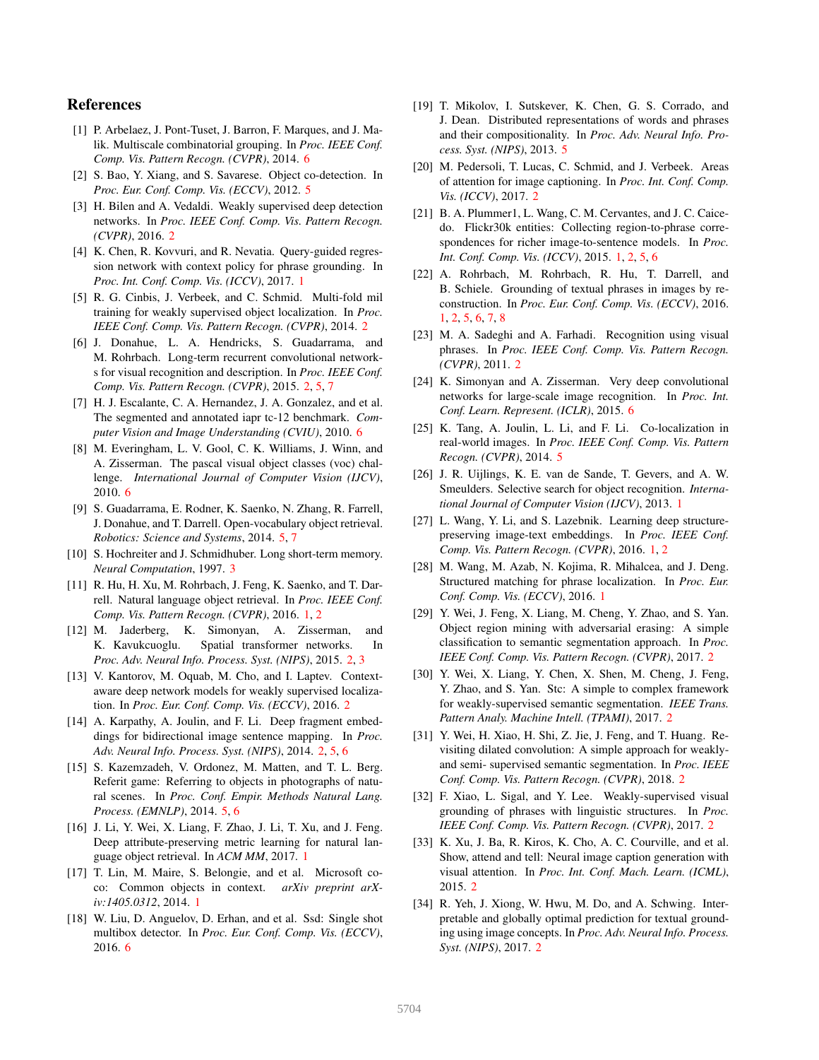## References

[1] P. Arbelaez, J. Pont-Tuset, J. Barron, F. Marques, and J. Malik. Multiscale combinatorial grouping. In *Proc. IEEE Conf. Comp. Vis. Pattern Recogn. (CVPR)*, 2014. 6

[2] S. Bao, Y. Xiang, and S. Savarese. Object co-detection. In *Proc. Eur. Conf. Comp. Vis. (ECCV)*, 2012. 5

[3] H. Bilen and A. Vedaldi. Weakly supervised deep detection networks. In *Proc. IEEE Conf. Comp. Vis. Pattern Recogn. (CVPR)*, 2016. 2

[4] K. Chen, R. Kovvuri, and R. Nevatia. Query-guided regression network with context policy for phrase grounding. In *Proc. Int. Conf. Comp. Vis. (ICCV)*, 2017. 1

[5] R. G. Cinbis, J. Verbeek, and C. Schmid. Multi-fold mil training for weakly supervised object localization. In *Proc. IEEE Conf. Comp. Vis. Pattern Recogn. (CVPR)*, 2014. 2

[6] J. Donahue, L. A. Hendricks, S. Guadarrama, and M. Rohrbach. Long-term recurrent convolutional networks for visual recognition and description. In *Proc. IEEE Conf. Comp. Vis. Pattern Recogn. (CVPR)*, 2015. 2, 5, 7

[7] H. J. Escalante, C. A. Hernandez, J. A. Gonzalez, and et al. The segmented and annotated iapr tc-12 benchmark. *Computer Vision and Image Understanding (CVIU)*, 2010. 6

[8] M. Everingham, L. V. Gool, C. K. Williams, J. Winn, and A. Zisserman. The pascal visual object classes (voc) challenge. *International Journal of Computer Vision (IJCV)*, 2010. 6

[9] S. Guadarrama, E. Rodner, K. Saenko, N. Zhang, R. Farrell, J. Donahue, and T. Darrell. Open-vocabulary object retrieval. *Robotics: Science and Systems*, 2014. 5, 7

[10] S. Hochreiter and J. Schmidhuber. Long short-term memory. *Neural Computation*, 1997. 3

[11] R. Hu, H. Xu, M. Rohrbach, J. Feng, K. Saenko, and T. Darrell. Natural language object retrieval. In *Proc. IEEE Conf. Comp. Vis. Pattern Recogn. (CVPR)*, 2016. 1, 2

[12] M. Jaderberg, K. Simonyan, A. Zisserman, and K. Kavukcuoglu. Spatial transformer networks. In *Proc. Adv. Neural Info. Process. Syst. (NIPS)*, 2015. 2, 3

[13] V. Kantorov, M. Oquab, M. Cho, and I. Laptev. Context-aware deep network models for weakly supervised localization. In *Proc. Eur. Conf. Comp. Vis. (ECCV)*, 2016. 2

[14] A. Karpathy, A. Joulin, and F. Li. Deep fragment embeddings for bidirectional image sentence mapping. In *Proc. Adv. Neural Info. Process. Syst. (NIPS)*, 2014. 2, 5, 6

[15] S. Kazemzadeh, V. Ordonez, M. Matten, and T. L. Berg. Referit game: Referring to objects in photographs of natural scenes. In *Proc. Conf. Empir. Methods Natural Lang. Process. (EMNLP)*, 2014. 5, 6

[16] J. Li, Y. Wei, X. Liang, F. Zhao, J. Li, T. Xu, and J. Feng. Deep attribute-preserving metric learning for natural language object retrieval. In *ACM MM*, 2017. 1

[17] T. Lin, M. Maire, S. Belongie, and et al. Microsoft coco: Common objects in context. *arXiv preprint arXiv:1405.0312*, 2014. 1

[18] W. Liu, D. Anguelov, D. Erhan, and et al. Ssd: Single shot multibox detector. In *Proc. Eur. Conf. Comp. Vis. (ECCV)*, 2016. 6

[19] T. Mikolov, I. Sutskever, K. Chen, G. S. Corrado, and J. Dean. Distributed representations of words and phrases and their compositionality. In *Proc. Adv. Neural Info. Process. Syst. (NIPS)*, 2013. 5

[20] M. Pedersoli, T. Lucas, C. Schmid, and J. Verbeek. Areas of attention for image captioning. In *Proc. Int. Conf. Comp. Vis. (ICCV)*, 2017. 2

[21] B. A. Plummer1, L. Wang, C. M. Cervantes, and J. C. Caicedo. Flickr30k entities: Collecting region-to-phrase correspondences for richer image-to-sentence models. In *Proc. Int. Conf. Comp. Vis. (ICCV)*, 2015. 1, 2, 5, 6

[22] A. Rohrbach, M. Rohrbach, R. Hu, T. Darrell, and B. Schiele. Grounding of textual phrases in images by reconstruction. In *Proc. Eur. Conf. Comp. Vis. (ECCV)*, 2016. 1, 2, 5, 6, 7, 8

[23] M. A. Sadeghi and A. Farhadi. Recognition using visual phrases. In *Proc. IEEE Conf. Comp. Vis. Pattern Recogn. (CVPR)*, 2011. 2

[24] K. Simonyan and A. Zisserman. Very deep convolutional networks for large-scale image recognition. In *Proc. Int. Conf. Learn. Represent. (ICLR)*, 2015. 6

[25] K. Tang, A. Joulin, L. Li, and F. Li. Co-localization in real-world images. In *Proc. IEEE Conf. Comp. Vis. Pattern Recogn. (CVPR)*, 2014. 5

[26] J. R. Uijlings, K. E. van de Sande, T. Gevers, and A. W. Smeulders. Selective search for object recognition. *International Journal of Computer Vision (IJCV)*, 2013. 1

[27] L. Wang, Y. Li, and S. Lazebnik. Learning deep structure-preserving image-text embeddings. In *Proc. IEEE Conf. Comp. Vis. Pattern Recogn. (CVPR)*, 2016. 1, 2

[28] M. Wang, M. Azab, N. Kojima, R. Mihalcea, and J. Deng. Structured matching for phrase localization. In *Proc. Eur. Conf. Comp. Vis. (ECCV)*, 2016. 1

[29] Y. Wei, J. Feng, X. Liang, M. Cheng, Y. Zhao, and S. Yan. Object region mining with adversarial erasing: A simple classification to semantic segmentation approach. In *Proc. IEEE Conf. Comp. Vis. Pattern Recogn. (CVPR)*, 2017. 2

[30] Y. Wei, X. Liang, Y. Chen, X. Shen, M. Cheng, J. Feng, Y. Zhao, and S. Yan. Stc: A simple to complex framework for weakly-supervised semantic segmentation. *IEEE Trans. Pattern Analy. Machine Intell. (TPAMI)*, 2017. 2

[31] Y. Wei, H. Xiao, H. Shi, Z. Jie, J. Feng, and T. Huang. Revisiting dilated convolution: A simple approach for weakly- and semi- supervised semantic segmentation. In *Proc. IEEE Conf. Comp. Vis. Pattern Recogn. (CVPR)*, 2018. 2

[32] F. Xiao, L. Sigal, and Y. Lee. Weakly-supervised visual grounding of phrases with linguistic structures. In *Proc. IEEE Conf. Comp. Vis. Pattern Recogn. (CVPR)*, 2017. 2

[33] K. Xu, J. Ba, R. Kiros, K. Cho, A. C. Courville, and et al. Show, attend and tell: Neural image caption generation with visual attention. In *Proc. Int. Conf. Mach. Learn. (ICML)*, 2015. 2

[34] R. Yeh, J. Xiong, W. Hwu, M. Do, and A. Schwing. Interpretable and globally optimal prediction for textual grounding using image concepts. In *Proc. Adv. Neural Info. Process. Syst. (NIPS)*, 2017. 2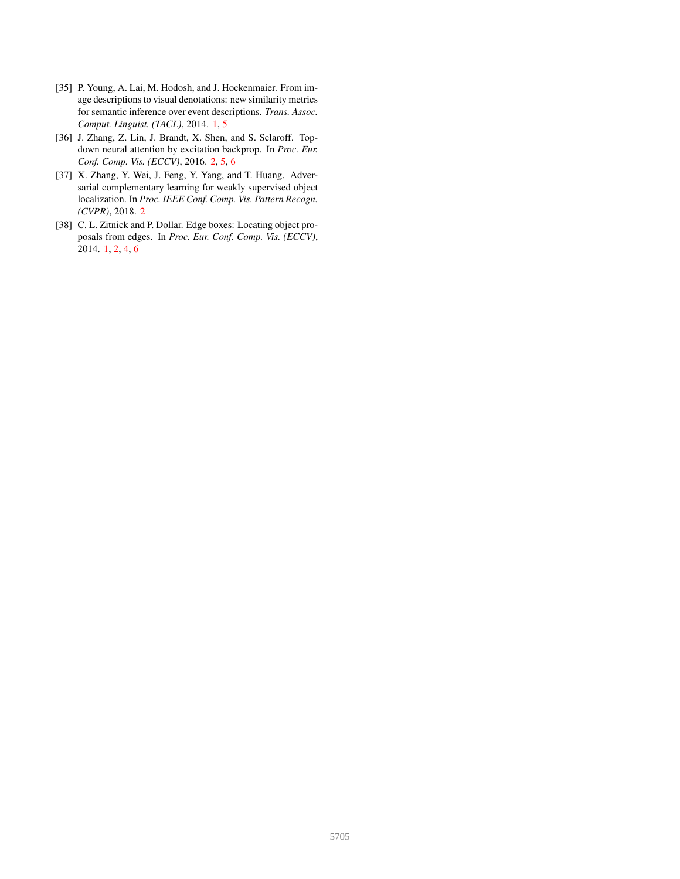[35] P. Young, A. Lai, M. Hodosh, and J. Hockenmaier. From image descriptions to visual denotations: new similarity metrics for semantic inference over event descriptions. *Trans. Assoc. Comput. Linguist. (TACL)*, 2014. 1, 5

[36] J. Zhang, Z. Lin, J. Brandt, X. Shen, and S. Sclaroff. Top-down neural attention by excitation backprop. In *Proc. Eur. Conf. Comp. Vis. (ECCV)*, 2016. 2, 5, 6

[37] X. Zhang, Y. Wei, J. Feng, Y. Yang, and T. Huang. Adversarial complementary learning for weakly supervised object localization. In *Proc. IEEE Conf. Comp. Vis. Pattern Recogn. (CVPR)*, 2018. 2

[38] C. L. Zitnick and P. Dollar. Edge boxes: Locating object proposals from edges. In *Proc. Eur. Conf. Comp. Vis. (ECCV)*, 2014. 1, 2, 4, 6